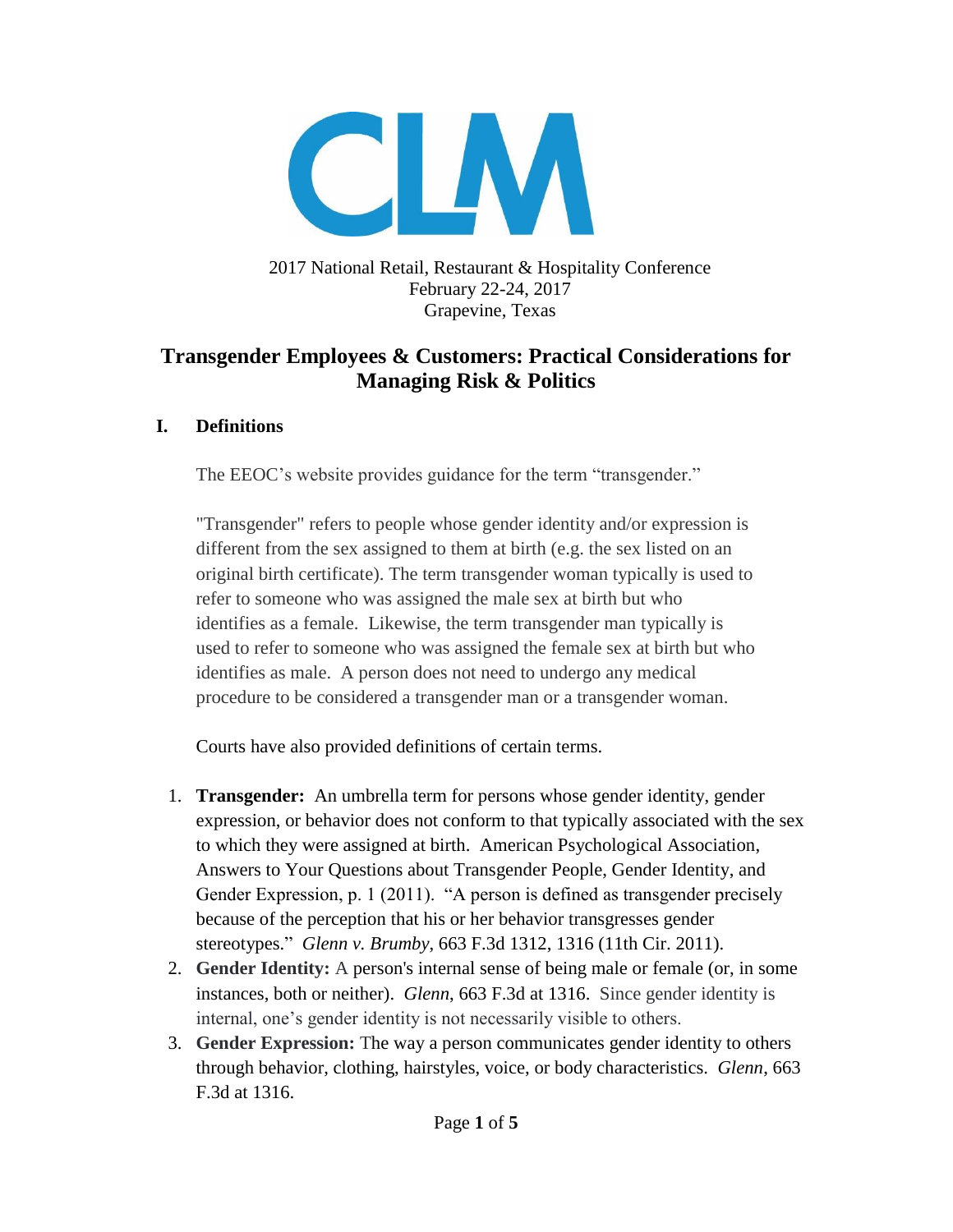2017 National Retail, Restaurant & Hospitality Conference
February 22-24, 2017
Grapevine, Texas

# Transgender Employees & Customers: Practical Considerations for Managing Risk & Politics

## I. Definitions

The EEOC's website provides guidance for the term "transgender."

> "Transgender" refers to people whose gender identity and/or expression is different from the sex assigned to them at birth (e.g. the sex listed on an original birth certificate). The term transgender woman typically is used to refer to someone who was assigned the male sex at birth but who identifies as a female. Likewise, the term transgender man typically is used to refer to someone who was assigned the female sex at birth but who identifies as male. A person does not need to undergo any medical procedure to be considered a transgender man or a transgender woman.

Courts have also provided definitions of certain terms.

1. **Transgender:** An umbrella term for persons whose gender identity, gender expression, or behavior does not conform to that typically associated with the sex to which they were assigned at birth. American Psychological Association, Answers to Your Questions about Transgender People, Gender Identity, and Gender Expression, p. 1 (2011). "A person is defined as transgender precisely because of the perception that his or her behavior transgresses gender stereotypes." *Glenn v. Brumby*, 663 F.3d 1312, 1316 (11th Cir. 2011).
2. **Gender Identity:** A person's internal sense of being male or female (or, in some instances, both or neither). *Glenn*, 663 F.3d at 1316. Since gender identity is internal, one's gender identity is not necessarily visible to others.
3. **Gender Expression:** The way a person communicates gender identity to others through behavior, clothing, hairstyles, voice, or body characteristics. *Glenn*, 663 F.3d at 1316.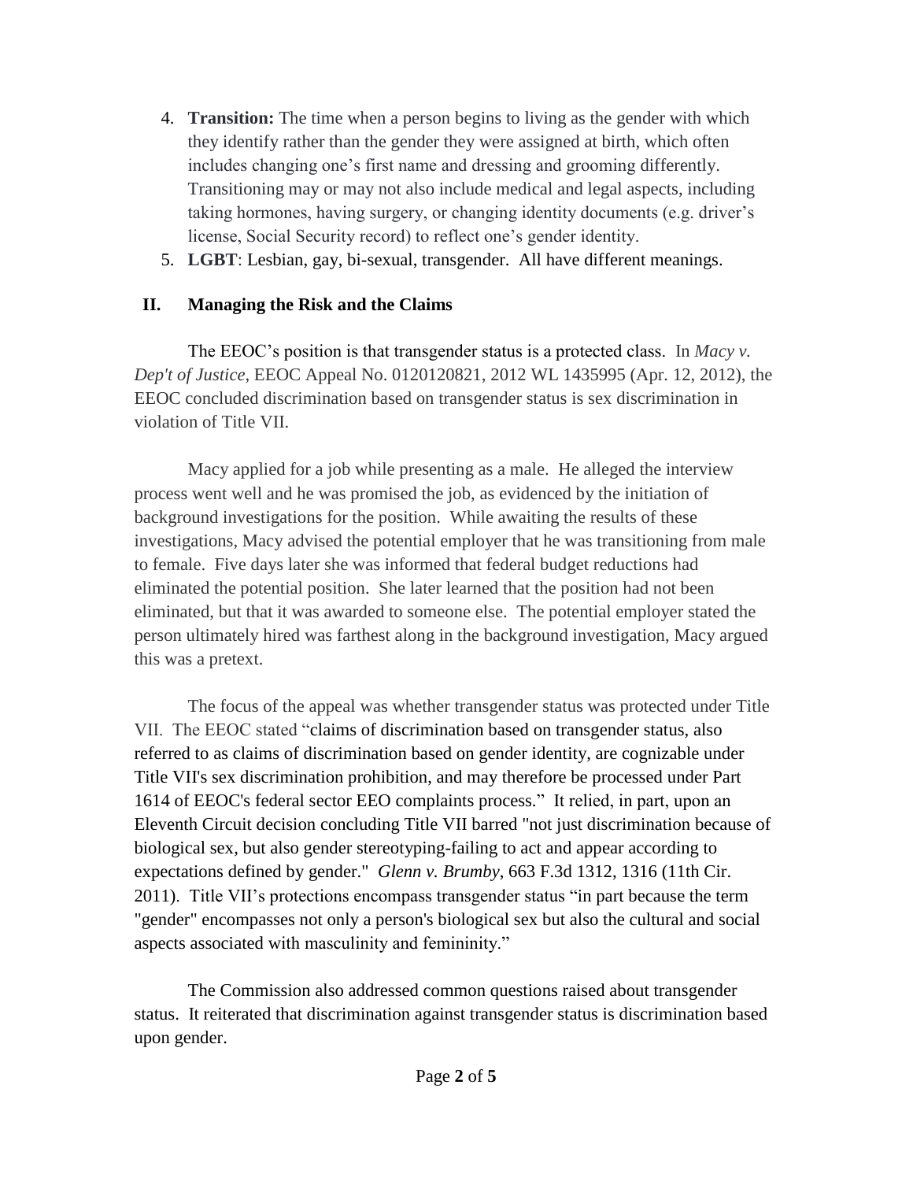4. **Transition:** The time when a person begins to living as the gender with which they identify rather than the gender they were assigned at birth, which often includes changing one's first name and dressing and grooming differently. Transitioning may or may not also include medical and legal aspects, including taking hormones, having surgery, or changing identity documents (e.g. driver's license, Social Security record) to reflect one's gender identity.
5. **LGBT**: Lesbian, gay, bi-sexual, transgender. All have different meanings.

## II. Managing the Risk and the Claims

The EEOC's position is that transgender status is a protected class. In *Macy v. Dep't of Justice*, EEOC Appeal No. 0120120821, 2012 WL 1435995 (Apr. 12, 2012), the EEOC concluded discrimination based on transgender status is sex discrimination in violation of Title VII.

Macy applied for a job while presenting as a male. He alleged the interview process went well and he was promised the job, as evidenced by the initiation of background investigations for the position. While awaiting the results of these investigations, Macy advised the potential employer that he was transitioning from male to female. Five days later she was informed that federal budget reductions had eliminated the potential position. She later learned that the position had not been eliminated, but that it was awarded to someone else. The potential employer stated the person ultimately hired was farthest along in the background investigation, Macy argued this was a pretext.

The focus of the appeal was whether transgender status was protected under Title VII. The EEOC stated "claims of discrimination based on transgender status, also referred to as claims of discrimination based on gender identity, are cognizable under Title VII's sex discrimination prohibition, and may therefore be processed under Part 1614 of EEOC's federal sector EEO complaints process." It relied, in part, upon an Eleventh Circuit decision concluding Title VII barred "not just discrimination because of biological sex, but also gender stereotyping-failing to act and appear according to expectations defined by gender." *Glenn v. Brumby*, 663 F.3d 1312, 1316 (11th Cir. 2011). Title VII's protections encompass transgender status "in part because the term "gender" encompasses not only a person's biological sex but also the cultural and social aspects associated with masculinity and femininity."

The Commission also addressed common questions raised about transgender status. It reiterated that discrimination against transgender status is discrimination based upon gender.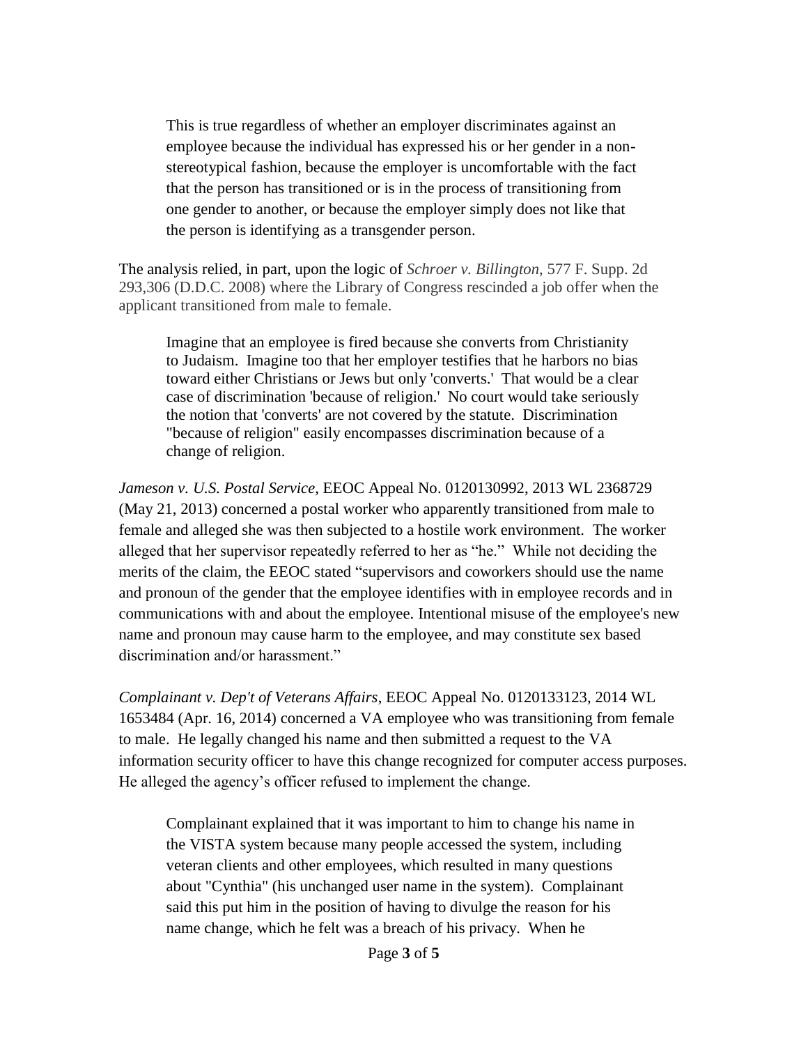> This is true regardless of whether an employer discriminates against an employee because the individual has expressed his or her gender in a non-stereotypical fashion, because the employer is uncomfortable with the fact that the person has transitioned or is in the process of transitioning from one gender to another, or because the employer simply does not like that the person is identifying as a transgender person.

The analysis relied, in part, upon the logic of *Schroer v. Billington*, 577 F. Supp. 2d 293,306 (D.D.C. 2008) where the Library of Congress rescinded a job offer when the applicant transitioned from male to female.

> Imagine that an employee is fired because she converts from Christianity to Judaism. Imagine too that her employer testifies that he harbors no bias toward either Christians or Jews but only 'converts.' That would be a clear case of discrimination 'because of religion.' No court would take seriously the notion that 'converts' are not covered by the statute. Discrimination "because of religion" easily encompasses discrimination because of a change of religion.

*Jameson v. U.S. Postal Service*, EEOC Appeal No. 0120130992, 2013 WL 2368729 (May 21, 2013) concerned a postal worker who apparently transitioned from male to female and alleged she was then subjected to a hostile work environment. The worker alleged that her supervisor repeatedly referred to her as "he." While not deciding the merits of the claim, the EEOC stated "supervisors and coworkers should use the name and pronoun of the gender that the employee identifies with in employee records and in communications with and about the employee. Intentional misuse of the employee's new name and pronoun may cause harm to the employee, and may constitute sex based discrimination and/or harassment."

*Complainant v. Dep't of Veterans Affairs*, EEOC Appeal No. 0120133123, 2014 WL 1653484 (Apr. 16, 2014) concerned a VA employee who was transitioning from female to male. He legally changed his name and then submitted a request to the VA information security officer to have this change recognized for computer access purposes. He alleged the agency's officer refused to implement the change.

> Complainant explained that it was important to him to change his name in the VISTA system because many people accessed the system, including veteran clients and other employees, which resulted in many questions about "Cynthia" (his unchanged user name in the system). Complainant said this put him in the position of having to divulge the reason for his name change, which he felt was a breach of his privacy. When he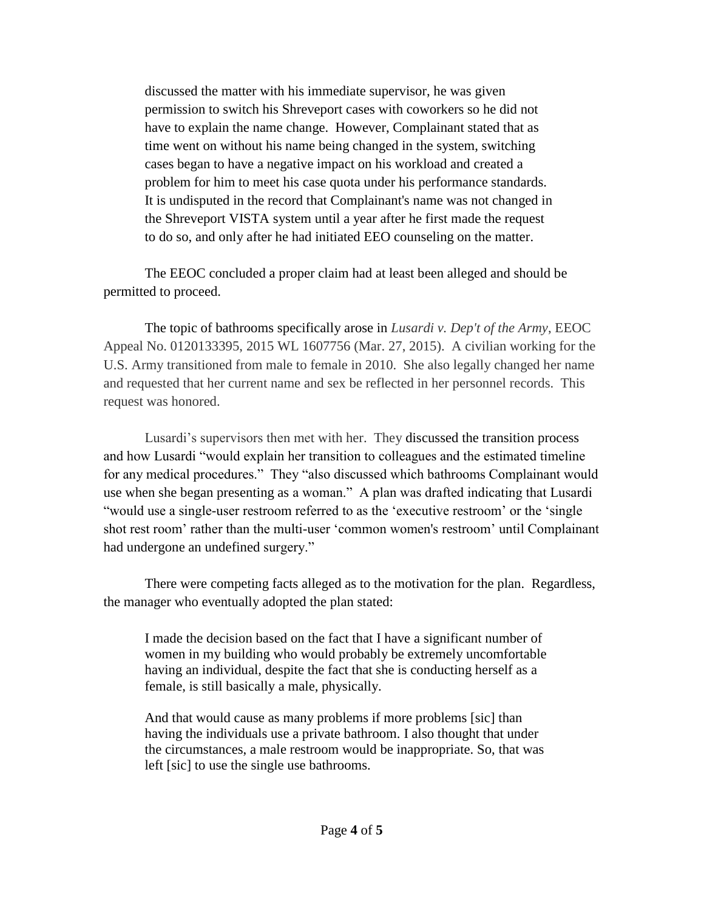> discussed the matter with his immediate supervisor, he was given permission to switch his Shreveport cases with coworkers so he did not have to explain the name change. However, Complainant stated that as time went on without his name being changed in the system, switching cases began to have a negative impact on his workload and created a problem for him to meet his case quota under his performance standards. It is undisputed in the record that Complainant's name was not changed in the Shreveport VISTA system until a year after he first made the request to do so, and only after he had initiated EEO counseling on the matter.

The EEOC concluded a proper claim had at least been alleged and should be permitted to proceed.

The topic of bathrooms specifically arose in *Lusardi v. Dep't of the Army*, EEOC Appeal No. 0120133395, 2015 WL 1607756 (Mar. 27, 2015). A civilian working for the U.S. Army transitioned from male to female in 2010. She also legally changed her name and requested that her current name and sex be reflected in her personnel records. This request was honored.

Lusardi's supervisors then met with her. They discussed the transition process and how Lusardi "would explain her transition to colleagues and the estimated timeline for any medical procedures." They "also discussed which bathrooms Complainant would use when she began presenting as a woman." A plan was drafted indicating that Lusardi "would use a single-user restroom referred to as the 'executive restroom' or the 'single shot rest room' rather than the multi-user 'common women's restroom' until Complainant had undergone an undefined surgery."

There were competing facts alleged as to the motivation for the plan. Regardless, the manager who eventually adopted the plan stated:

> I made the decision based on the fact that I have a significant number of women in my building who would probably be extremely uncomfortable having an individual, despite the fact that she is conducting herself as a female, is still basically a male, physically.
>
> And that would cause as many problems if more problems [sic] than having the individuals use a private bathroom. I also thought that under the circumstances, a male restroom would be inappropriate. So, that was left [sic] to use the single use bathrooms.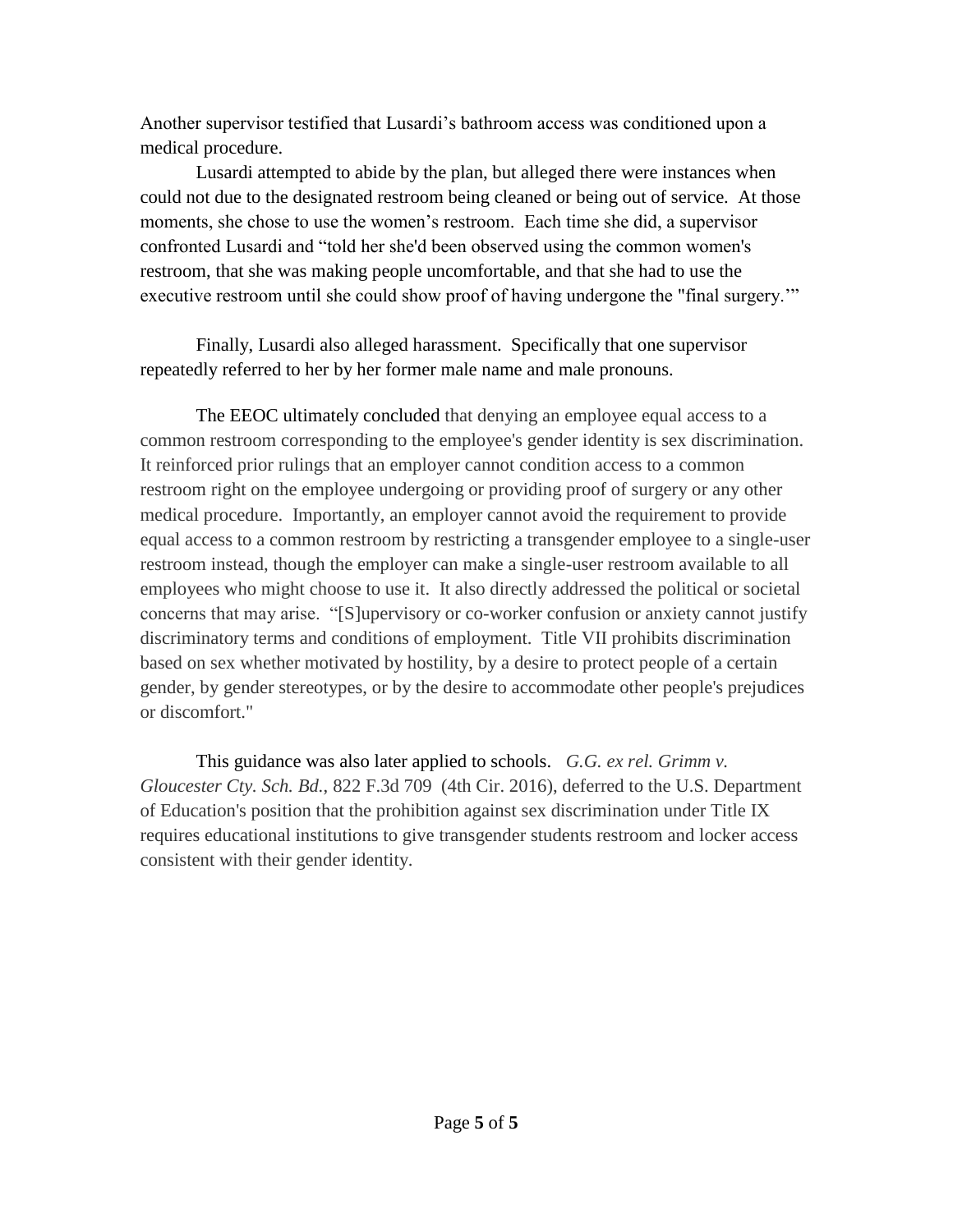Another supervisor testified that Lusardi's bathroom access was conditioned upon a medical procedure.

Lusardi attempted to abide by the plan, but alleged there were instances when could not due to the designated restroom being cleaned or being out of service. At those moments, she chose to use the women's restroom. Each time she did, a supervisor confronted Lusardi and "told her she'd been observed using the common women's restroom, that she was making people uncomfortable, and that she had to use the executive restroom until she could show proof of having undergone the "final surgery.'"

Finally, Lusardi also alleged harassment. Specifically that one supervisor repeatedly referred to her by her former male name and male pronouns.

The EEOC ultimately concluded that denying an employee equal access to a common restroom corresponding to the employee's gender identity is sex discrimination. It reinforced prior rulings that an employer cannot condition access to a common restroom right on the employee undergoing or providing proof of surgery or any other medical procedure. Importantly, an employer cannot avoid the requirement to provide equal access to a common restroom by restricting a transgender employee to a single-user restroom instead, though the employer can make a single-user restroom available to all employees who might choose to use it. It also directly addressed the political or societal concerns that may arise. "[S]upervisory or co-worker confusion or anxiety cannot justify discriminatory terms and conditions of employment. Title VII prohibits discrimination based on sex whether motivated by hostility, by a desire to protect people of a certain gender, by gender stereotypes, or by the desire to accommodate other people's prejudices or discomfort."

This guidance was also later applied to schools. *G.G. ex rel. Grimm v. Gloucester Cty. Sch. Bd.*, 822 F.3d 709 (4th Cir. 2016), deferred to the U.S. Department of Education's position that the prohibition against sex discrimination under Title IX requires educational institutions to give transgender students restroom and locker access consistent with their gender identity.